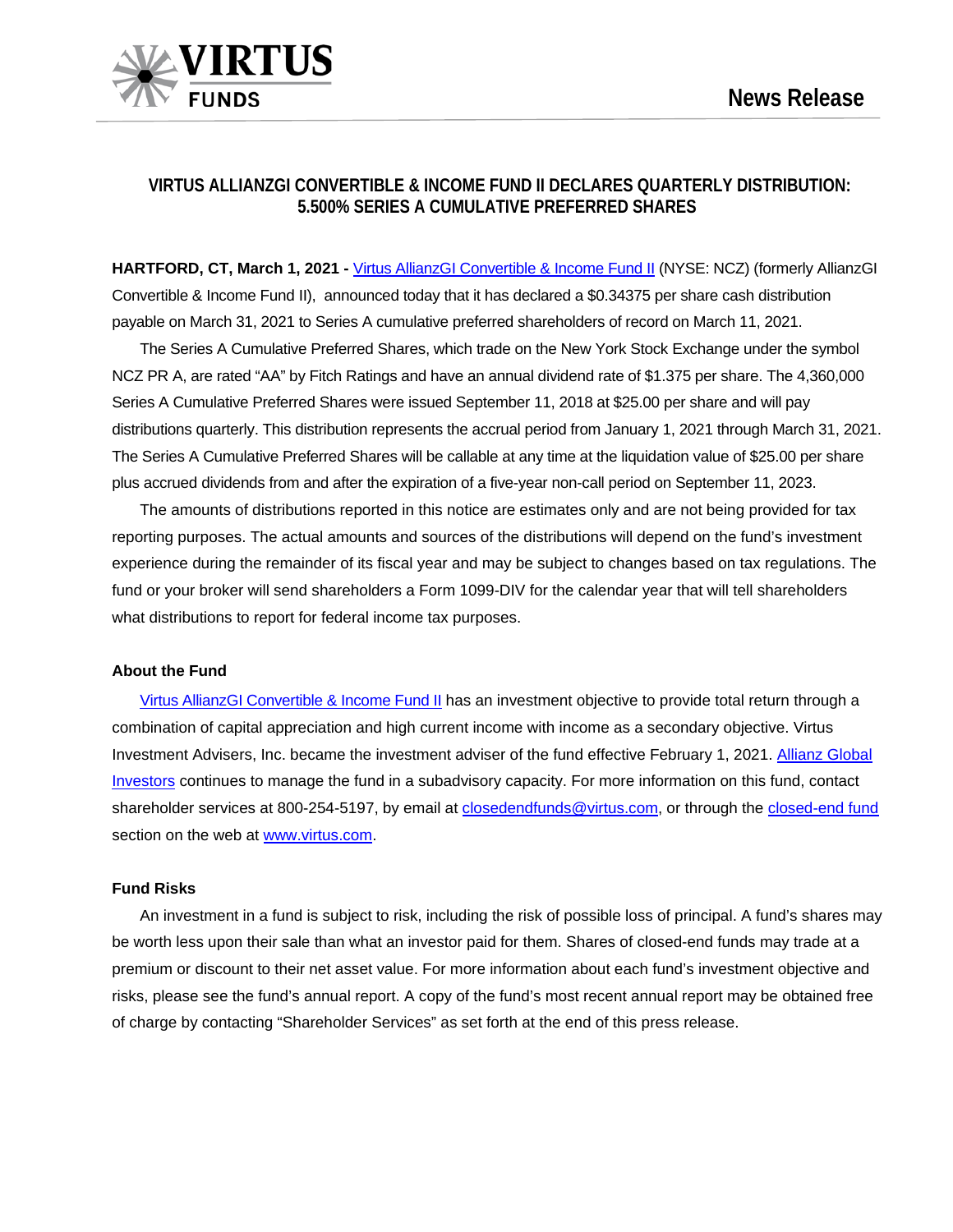# VIRTUS ALLIANZGI CONVERTIBLE & INCOME FUND II DECLARES QUARTERLY DISTRIBUTION: 5.500% SERIES A CUMULATIVE PREFERRED SHARES

**HARTFORD, CT, March 1, 2021 -** Virtus AllianzGI Convertible & Income Fund II (NYSE: NCZ) (formerly AllianzGI Convertible & Income Fund II), announced today that it has declared a $0.34375 per share cash distribution payable on March 31, 2021 to Series A cumulative preferred shareholders of record on March 11, 2021.

The Series A Cumulative Preferred Shares, which trade on the New York Stock Exchange under the symbol NCZ PR A, are rated "AA" by Fitch Ratings and have an annual dividend rate of $1.375 per share. The 4,360,000 Series A Cumulative Preferred Shares were issued September 11, 2018 at $25.00 per share and will pay distributions quarterly. This distribution represents the accrual period from January 1, 2021 through March 31, 2021. The Series A Cumulative Preferred Shares will be callable at any time at the liquidation value of $25.00 per share plus accrued dividends from and after the expiration of a five-year non-call period on September 11, 2023.

The amounts of distributions reported in this notice are estimates only and are not being provided for tax reporting purposes. The actual amounts and sources of the distributions will depend on the fund's investment experience during the remainder of its fiscal year and may be subject to changes based on tax regulations. The fund or your broker will send shareholders a Form 1099-DIV for the calendar year that will tell shareholders what distributions to report for federal income tax purposes.

### About the Fund

Virtus AllianzGI Convertible & Income Fund II has an investment objective to provide total return through a combination of capital appreciation and high current income with income as a secondary objective. Virtus Investment Advisers, Inc. became the investment adviser of the fund effective February 1, 2021. Allianz Global Investors continues to manage the fund in a subadvisory capacity. For more information on this fund, contact shareholder services at 800-254-5197, by email at closedendfunds@virtus.com, or through the closed-end fund section on the web at www.virtus.com.

### Fund Risks

An investment in a fund is subject to risk, including the risk of possible loss of principal. A fund's shares may be worth less upon their sale than what an investor paid for them. Shares of closed-end funds may trade at a premium or discount to their net asset value. For more information about each fund's investment objective and risks, please see the fund's annual report. A copy of the fund's most recent annual report may be obtained free of charge by contacting "Shareholder Services" as set forth at the end of this press release.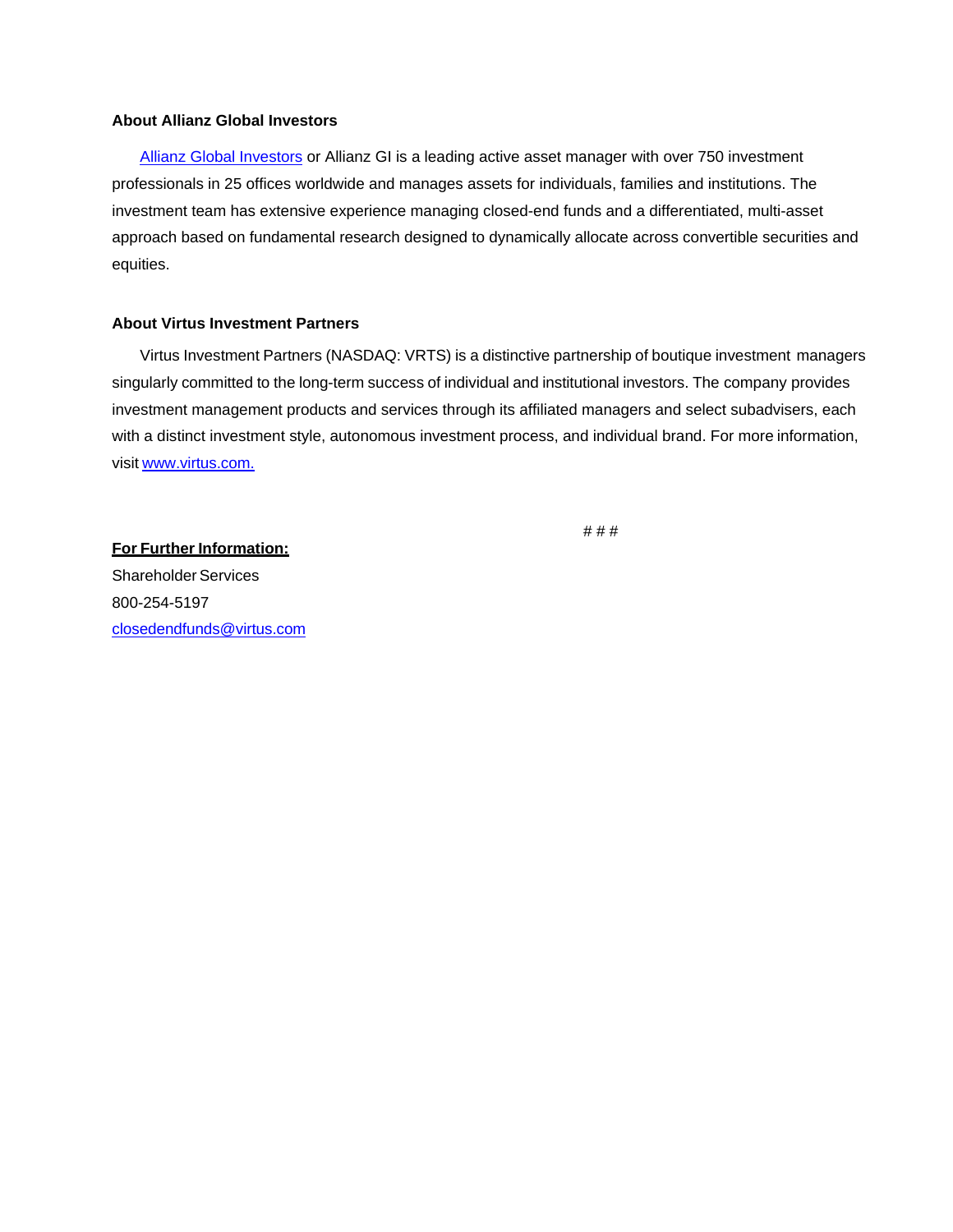**About Allianz Global Investors**

Allianz Global Investors or Allianz GI is a leading active asset manager with over 750 investment professionals in 25 offices worldwide and manages assets for individuals, families and institutions. The investment team has extensive experience managing closed-end funds and a differentiated, multi-asset approach based on fundamental research designed to dynamically allocate across convertible securities and equities.

**About Virtus Investment Partners**

Virtus Investment Partners (NASDAQ: VRTS) is a distinctive partnership of boutique investment managers singularly committed to the long-term success of individual and institutional investors. The company provides investment management products and services through its affiliated managers and select subadvisers, each with a distinct investment style, autonomous investment process, and individual brand. For more information, visit www.virtus.com.

# # #

**For Further Information:**

Shareholder Services
800-254-5197
closedendfunds@virtus.com